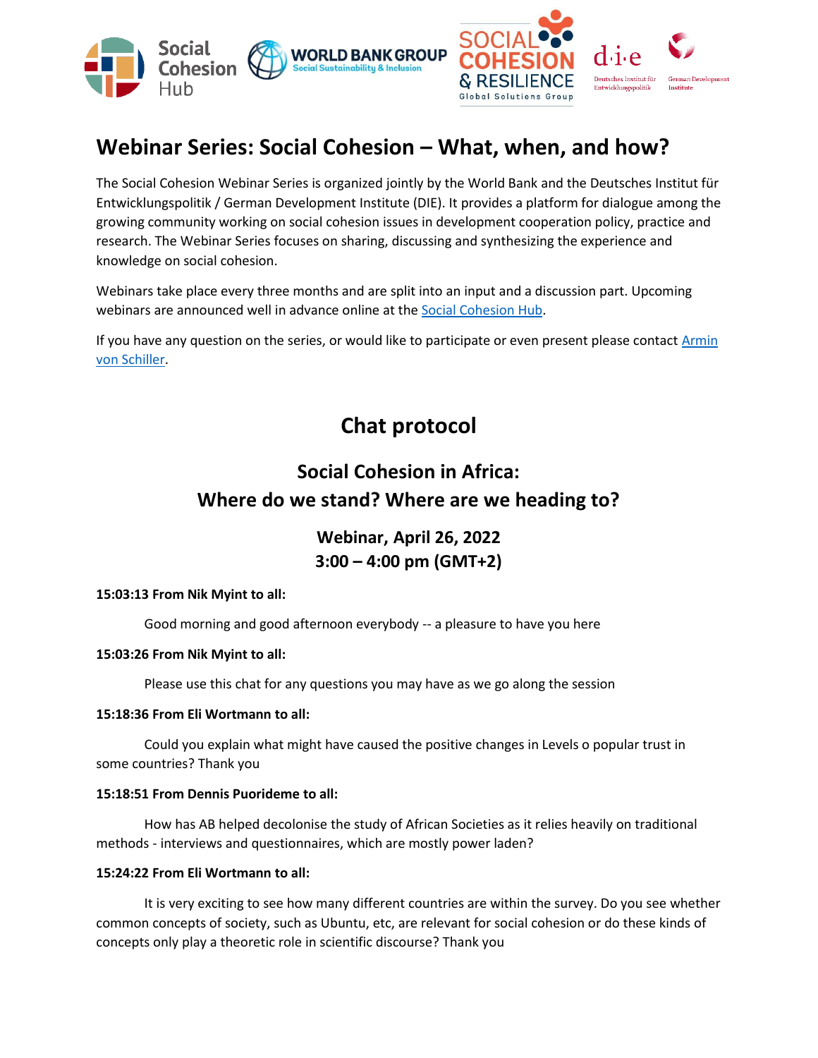# Webinar Series: Social Cohesion – What, when, and how?

The Social Cohesion Webinar Series is organized jointly by the World Bank and the Deutsches Institut für Entwicklungspolitik / German Development Institute (DIE). It provides a platform for dialogue among the growing community working on social cohesion issues in development cooperation policy, practice and research. The Webinar Series focuses on sharing, discussing and synthesizing the experience and knowledge on social cohesion.

Webinars take place every three months and are split into an input and a discussion part. Upcoming webinars are announced well in advance online at the Social Cohesion Hub.

If you have any question on the series, or would like to participate or even present please contact Armin von Schiller.

## Chat protocol

## Social Cohesion in Africa: Where do we stand? Where are we heading to?

### Webinar, April 26, 2022
### 3:00 – 4:00 pm (GMT+2)

**15:03:13 From Nik Myint to all:**

Good morning and good afternoon everybody -- a pleasure to have you here

**15:03:26 From Nik Myint to all:**

Please use this chat for any questions you may have as we go along the session

**15:18:36 From Eli Wortmann to all:**

Could you explain what might have caused the positive changes in Levels o popular trust in some countries? Thank you

**15:18:51 From Dennis Puorideme to all:**

How has AB helped decolonise the study of African Societies as it relies heavily on traditional methods - interviews and questionnaires, which are mostly power laden?

**15:24:22 From Eli Wortmann to all:**

It is very exciting to see how many different countries are within the survey. Do you see whether common concepts of society, such as Ubuntu, etc, are relevant for social cohesion or do these kinds of concepts only play a theoretic role in scientific discourse? Thank you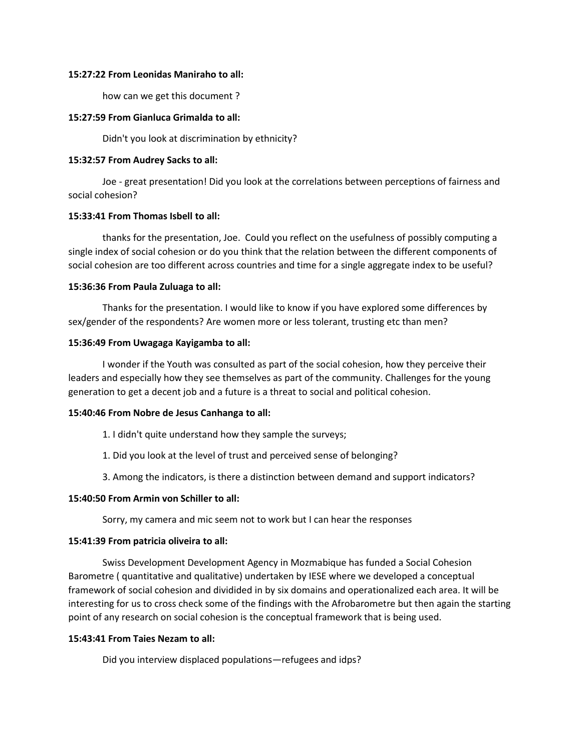**15:27:22 From Leonidas Maniraho to all:**

how can we get this document ?

**15:27:59 From Gianluca Grimalda to all:**

Didn't you look at discrimination by ethnicity?

**15:32:57 From Audrey Sacks to all:**

Joe - great presentation! Did you look at the correlations between perceptions of fairness and social cohesion?

**15:33:41 From Thomas Isbell to all:**

thanks for the presentation, Joe. Could you reflect on the usefulness of possibly computing a single index of social cohesion or do you think that the relation between the different components of social cohesion are too different across countries and time for a single aggregate index to be useful?

**15:36:36 From Paula Zuluaga to all:**

Thanks for the presentation. I would like to know if you have explored some differences by sex/gender of the respondents? Are women more or less tolerant, trusting etc than men?

**15:36:49 From Uwagaga Kayigamba to all:**

I wonder if the Youth was consulted as part of the social cohesion, how they perceive their leaders and especially how they see themselves as part of the community. Challenges for the young generation to get a decent job and a future is a threat to social and political cohesion.

**15:40:46 From Nobre de Jesus Canhanga to all:**

1. I didn't quite understand how they sample the surveys;

1. Did you look at the level of trust and perceived sense of belonging?

3. Among the indicators, is there a distinction between demand and support indicators?

**15:40:50 From Armin von Schiller to all:**

Sorry, my camera and mic seem not to work but I can hear the responses

**15:41:39 From patricia oliveira to all:**

Swiss Development Development Agency in Mozmabique has funded a Social Cohesion Barometre ( quantitative and qualitative) undertaken by IESE where we developed a conceptual framework of social cohesion and divididied in by six domains and operationalized each area. It will be interesting for us to cross check some of the findings with the Afrobarometre but then again the starting point of any research on social cohesion is the conceptual framework that is being used.

**15:43:41 From Taies Nezam to all:**

Did you interview displaced populations—refugees and idps?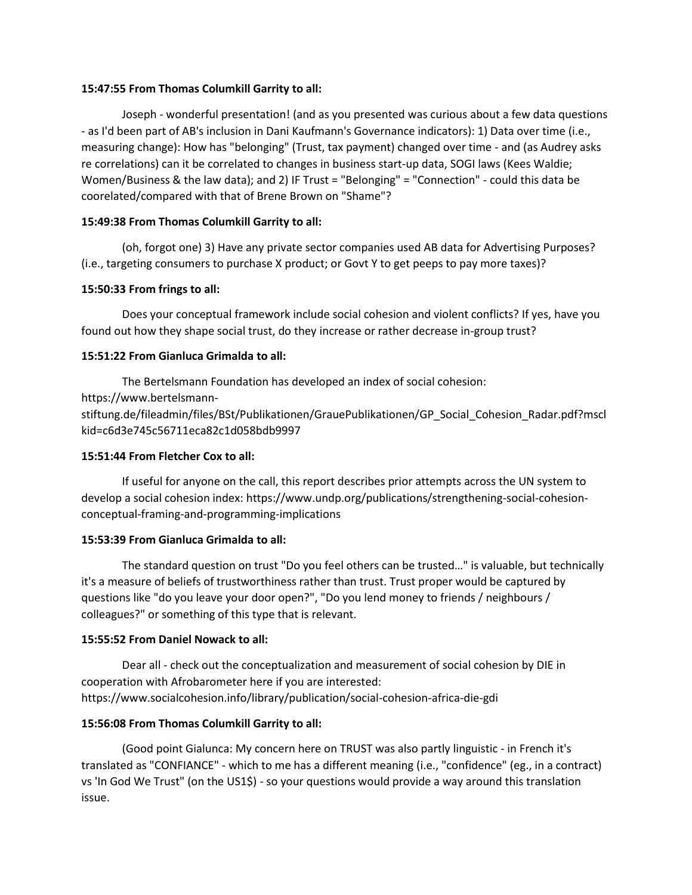**15:47:55 From Thomas Columkill Garrity to all:**

Joseph - wonderful presentation! (and as you presented was curious about a few data questions - as I'd been part of AB's inclusion in Dani Kaufmann's Governance indicators): 1) Data over time (i.e., measuring change): How has "belonging" (Trust, tax payment) changed over time - and (as Audrey asks re correlations) can it be correlated to changes in business start-up data, SOGI laws (Kees Waldie; Women/Business & the law data); and 2) IF Trust = "Belonging" = "Connection" - could this data be coorelated/compared with that of Brene Brown on "Shame"?

**15:49:38 From Thomas Columkill Garrity to all:**

(oh, forgot one) 3) Have any private sector companies used AB data for Advertising Purposes? (i.e., targeting consumers to purchase X product; or Govt Y to get peeps to pay more taxes)?

**15:50:33 From frings to all:**

Does your conceptual framework include social cohesion and violent conflicts? If yes, have you found out how they shape social trust, do they increase or rather decrease in-group trust?

**15:51:22 From Gianluca Grimalda to all:**

The Bertelsmann Foundation has developed an index of social cohesion: https://www.bertelsmann-stiftung.de/fileadmin/files/BSt/Publikationen/GrauePublikationen/GP_Social_Cohesion_Radar.pdf?msclkid=c6d3e745c56711eca82c1d058bdb9997

**15:51:44 From Fletcher Cox to all:**

If useful for anyone on the call, this report describes prior attempts across the UN system to develop a social cohesion index: https://www.undp.org/publications/strengthening-social-cohesion-conceptual-framing-and-programming-implications

**15:53:39 From Gianluca Grimalda to all:**

The standard question on trust "Do you feel others can be trusted…" is valuable, but technically it's a measure of beliefs of trustworthiness rather than trust. Trust proper would be captured by questions like "do you leave your door open?", "Do you lend money to friends / neighbours / colleagues?" or something of this type that is relevant.

**15:55:52 From Daniel Nowack to all:**

Dear all - check out the conceptualization and measurement of social cohesion by DIE in cooperation with Afrobarometer here if you are interested: https://www.socialcohesion.info/library/publication/social-cohesion-africa-die-gdi

**15:56:08 From Thomas Columkill Garrity to all:**

(Good point Gialunca: My concern here on TRUST was also partly linguistic - in French it's translated as "CONFIANCE" - which to me has a different meaning (i.e., "confidence" (eg., in a contract) vs 'In God We Trust" (on the US1$) - so your questions would provide a way around this translation issue.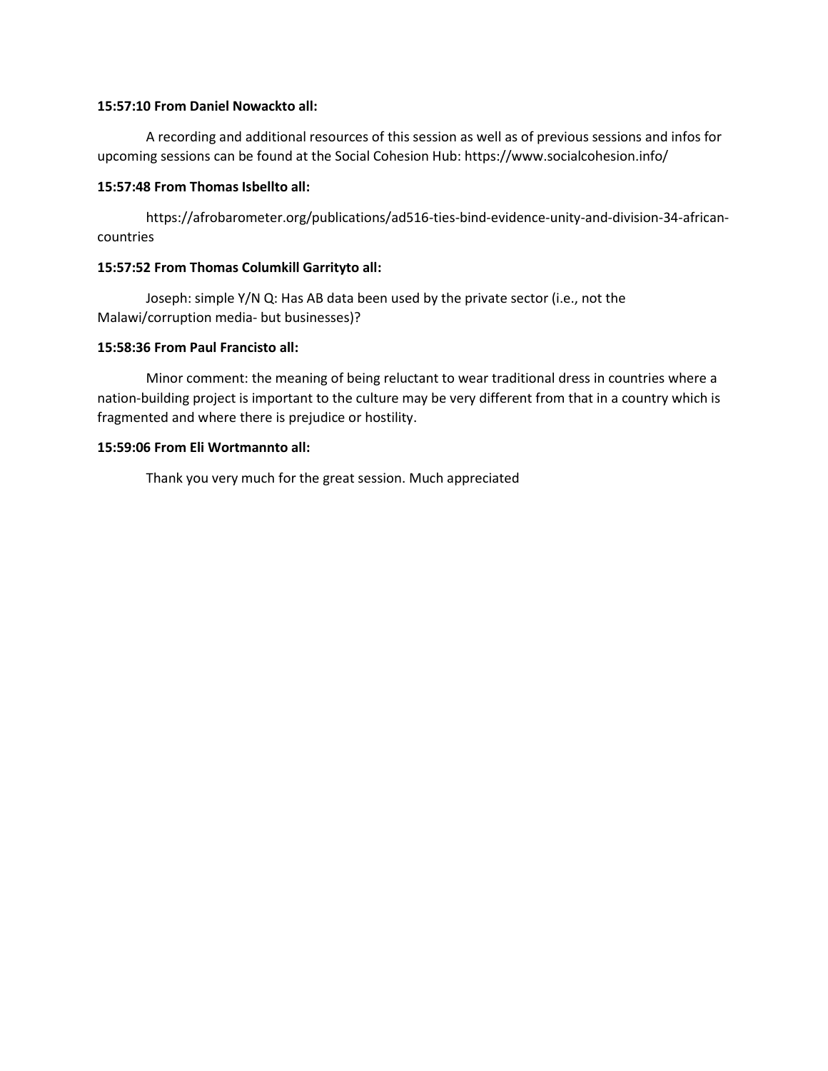**15:57:10 From Daniel Nowackto all:**

A recording and additional resources of this session as well as of previous sessions and infos for upcoming sessions can be found at the Social Cohesion Hub: https://www.socialcohesion.info/

**15:57:48 From Thomas Isbellto all:**

https://afrobarometer.org/publications/ad516-ties-bind-evidence-unity-and-division-34-african-countries

**15:57:52 From Thomas Columkill Garrityto all:**

Joseph: simple Y/N Q: Has AB data been used by the private sector (i.e., not the Malawi/corruption media- but businesses)?

**15:58:36 From Paul Francisto all:**

Minor comment: the meaning of being reluctant to wear traditional dress in countries where a nation-building project is important to the culture may be very different from that in a country which is fragmented and where there is prejudice or hostility.

**15:59:06 From Eli Wortmannto all:**

Thank you very much for the great session. Much appreciated